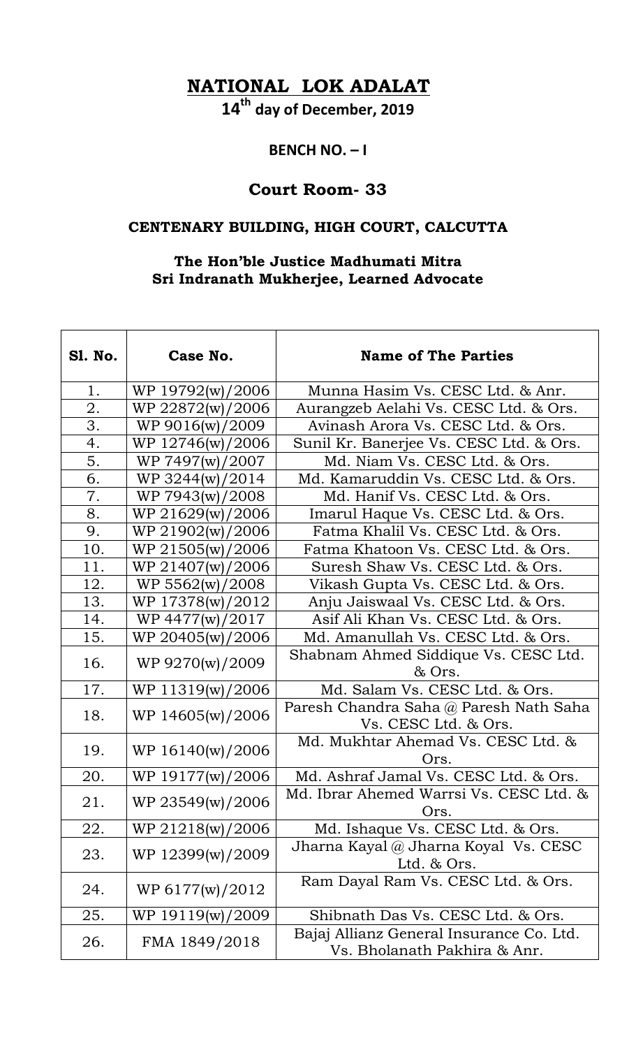# NATIONAL LOK ADALAT

**14th day of December, 2019**

**BENCH NO. – I**

## Court Room- 33

**CENTENARY BUILDING, HIGH COURT, CALCUTTA**

**The Hon'ble Justice Madhumati Mitra**
**Sri Indranath Mukherjee, Learned Advocate**

| Sl. No. | Case No. | Name of The Parties |
|---|---|---|
| 1. | WP 19792(w)/2006 | Munna Hasim Vs. CESC Ltd. & Anr. |
| 2. | WP 22872(w)/2006 | Aurangzeb Aelahi Vs. CESC Ltd. & Ors. |
| 3. | WP 9016(w)/2009 | Avinash Arora Vs. CESC Ltd. & Ors. |
| 4. | WP 12746(w)/2006 | Sunil Kr. Banerjee Vs. CESC Ltd. & Ors. |
| 5. | WP 7497(w)/2007 | Md. Niam Vs. CESC Ltd. & Ors. |
| 6. | WP 3244(w)/2014 | Md. Kamaruddin Vs. CESC Ltd. & Ors. |
| 7. | WP 7943(w)/2008 | Md. Hanif Vs. CESC Ltd. & Ors. |
| 8. | WP 21629(w)/2006 | Imarul Haque Vs. CESC Ltd. & Ors. |
| 9. | WP 21902(w)/2006 | Fatma Khalil Vs. CESC Ltd. & Ors. |
| 10. | WP 21505(w)/2006 | Fatma Khatoon Vs. CESC Ltd. & Ors. |
| 11. | WP 21407(w)/2006 | Suresh Shaw Vs. CESC Ltd. & Ors. |
| 12. | WP 5562(w)/2008 | Vikash Gupta Vs. CESC Ltd. & Ors. |
| 13. | WP 17378(w)/2012 | Anju Jaiswaal Vs. CESC Ltd. & Ors. |
| 14. | WP 4477(w)/2017 | Asif Ali Khan Vs. CESC Ltd. & Ors. |
| 15. | WP 20405(w)/2006 | Md. Amanullah Vs. CESC Ltd. & Ors. |
| 16. | WP 9270(w)/2009 | Shabnam Ahmed Siddique Vs. CESC Ltd. & Ors. |
| 17. | WP 11319(w)/2006 | Md. Salam Vs. CESC Ltd. & Ors. |
| 18. | WP 14605(w)/2006 | Paresh Chandra Saha @ Paresh Nath Saha Vs. CESC Ltd. & Ors. |
| 19. | WP 16140(w)/2006 | Md. Mukhtar Ahemad Vs. CESC Ltd. & Ors. |
| 20. | WP 19177(w)/2006 | Md. Ashraf Jamal Vs. CESC Ltd. & Ors. |
| 21. | WP 23549(w)/2006 | Md. Ibrar Ahemed Warrsi Vs. CESC Ltd. & Ors. |
| 22. | WP 21218(w)/2006 | Md. Ishaque Vs. CESC Ltd. & Ors. |
| 23. | WP 12399(w)/2009 | Jharna Kayal @ Jharna Koyal Vs. CESC Ltd. & Ors. |
| 24. | WP 6177(w)/2012 | Ram Dayal Ram Vs. CESC Ltd. & Ors. |
| 25. | WP 19119(w)/2009 | Shibnath Das Vs. CESC Ltd. & Ors. |
| 26. | FMA 1849/2018 | Bajaj Allianz General Insurance Co. Ltd. Vs. Bholanath Pakhira & Anr. |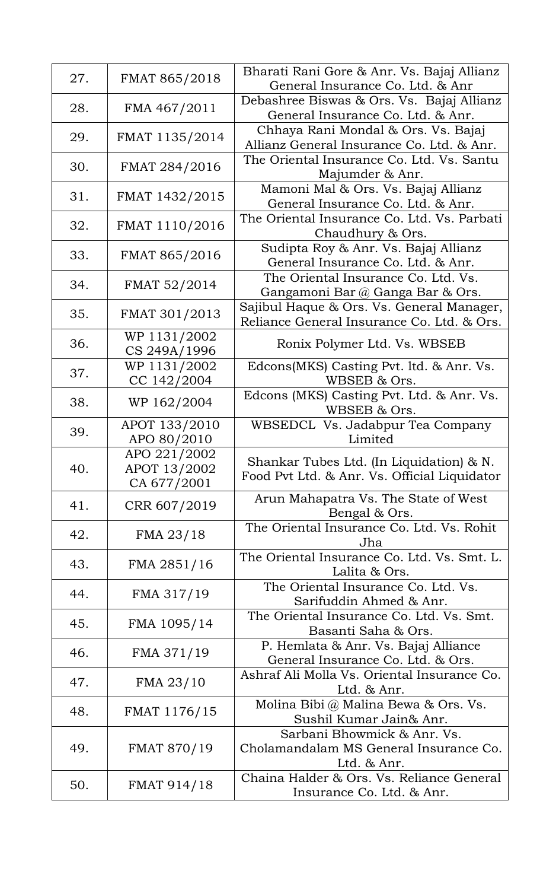| | | |
|---|---|---|
| 27. | FMAT 865/2018 | Bharati Rani Gore & Anr. Vs. Bajaj Allianz General Insurance Co. Ltd. & Anr |
| 28. | FMA 467/2011 | Debashree Biswas & Ors. Vs. Bajaj Allianz General Insurance Co. Ltd. & Anr. |
| 29. | FMAT 1135/2014 | Chhaya Rani Mondal & Ors. Vs. Bajaj Allianz General Insurance Co. Ltd. & Anr. |
| 30. | FMAT 284/2016 | The Oriental Insurance Co. Ltd. Vs. Santu Majumder & Anr. |
| 31. | FMAT 1432/2015 | Mamoni Mal & Ors. Vs. Bajaj Allianz General Insurance Co. Ltd. & Anr. |
| 32. | FMAT 1110/2016 | The Oriental Insurance Co. Ltd. Vs. Parbati Chaudhury & Ors. |
| 33. | FMAT 865/2016 | Sudipta Roy & Anr. Vs. Bajaj Allianz General Insurance Co. Ltd. & Anr. |
| 34. | FMAT 52/2014 | The Oriental Insurance Co. Ltd. Vs. Gangamoni Bar @ Ganga Bar & Ors. |
| 35. | FMAT 301/2013 | Sajibul Haque & Ors. Vs. General Manager, Reliance General Insurance Co. Ltd. & Ors. |
| 36. | WP 1131/2002<br>CS 249A/1996 | Ronix Polymer Ltd. Vs. WBSEB |
| 37. | WP 1131/2002<br>CC 142/2004 | Edcons(MKS) Casting Pvt. ltd. & Anr. Vs. WBSEB & Ors. |
| 38. | WP 162/2004 | Edcons (MKS) Casting Pvt. Ltd. & Anr. Vs. WBSEB & Ors. |
| 39. | APOT 133/2010<br>APO 80/2010 | WBSEDCL Vs. Jadabpur Tea Company Limited |
| 40. | APO 221/2002<br>APOT 13/2002<br>CA 677/2001 | Shankar Tubes Ltd. (In Liquidation) & N. Food Pvt Ltd. & Anr. Vs. Official Liquidator |
| 41. | CRR 607/2019 | Arun Mahapatra Vs. The State of West Bengal & Ors. |
| 42. | FMA 23/18 | The Oriental Insurance Co. Ltd. Vs. Rohit Jha |
| 43. | FMA 2851/16 | The Oriental Insurance Co. Ltd. Vs. Smt. L. Lalita & Ors. |
| 44. | FMA 317/19 | The Oriental Insurance Co. Ltd. Vs. Sarifuddin Ahmed & Anr. |
| 45. | FMA 1095/14 | The Oriental Insurance Co. Ltd. Vs. Smt. Basanti Saha & Ors. |
| 46. | FMA 371/19 | P. Hemlata & Anr. Vs. Bajaj Alliance General Insurance Co. Ltd. & Ors. |
| 47. | FMA 23/10 | Ashraf Ali Molla Vs. Oriental Insurance Co. Ltd. & Anr. |
| 48. | FMAT 1176/15 | Molina Bibi @ Malina Bewa & Ors. Vs. Sushil Kumar Jain& Anr. |
| 49. | FMAT 870/19 | Sarbani Bhowmick & Anr. Vs. Cholamandalam MS General Insurance Co. Ltd. & Anr. |
| 50. | FMAT 914/18 | Chaina Halder & Ors. Vs. Reliance General Insurance Co. Ltd. & Anr. |